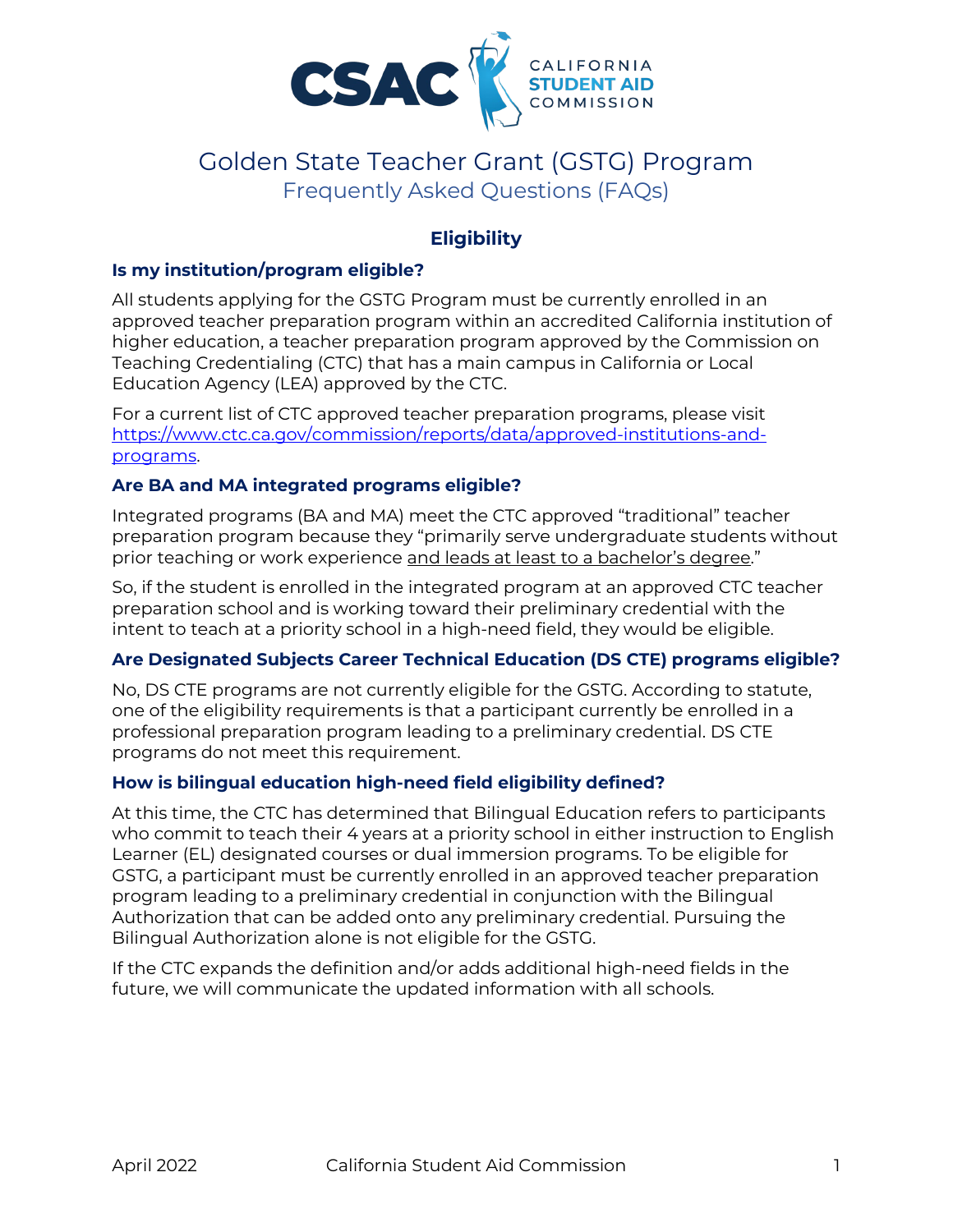# Golden State Teacher Grant (GSTG) Program

## Frequently Asked Questions (FAQs)

## Eligibility

### Is my institution/program eligible?

All students applying for the GSTG Program must be currently enrolled in an approved teacher preparation program within an accredited California institution of higher education, a teacher preparation program approved by the Commission on Teaching Credentialing (CTC) that has a main campus in California or Local Education Agency (LEA) approved by the CTC.

For a current list of CTC approved teacher preparation programs, please visit [https://www.ctc.ca.gov/commission/reports/data/approved-institutions-and-programs](https://www.ctc.ca.gov/commission/reports/data/approved-institutions-and-programs).

### Are BA and MA integrated programs eligible?

Integrated programs (BA and MA) meet the CTC approved "traditional" teacher preparation program because they "primarily serve undergraduate students without prior teaching or work experience <u>and leads at least to a bachelor's degree</u>."

So, if the student is enrolled in the integrated program at an approved CTC teacher preparation school and is working toward their preliminary credential with the intent to teach at a priority school in a high-need field, they would be eligible.

### Are Designated Subjects Career Technical Education (DS CTE) programs eligible?

No, DS CTE programs are not currently eligible for the GSTG. According to statute, one of the eligibility requirements is that a participant currently be enrolled in a professional preparation program leading to a preliminary credential. DS CTE programs do not meet this requirement.

### How is bilingual education high-need field eligibility defined?

At this time, the CTC has determined that Bilingual Education refers to participants who commit to teach their 4 years at a priority school in either instruction to English Learner (EL) designated courses or dual immersion programs. To be eligible for GSTG, a participant must be currently enrolled in an approved teacher preparation program leading to a preliminary credential in conjunction with the Bilingual Authorization that can be added onto any preliminary credential. Pursuing the Bilingual Authorization alone is not eligible for the GSTG.

If the CTC expands the definition and/or adds additional high-need fields in the future, we will communicate the updated information with all schools.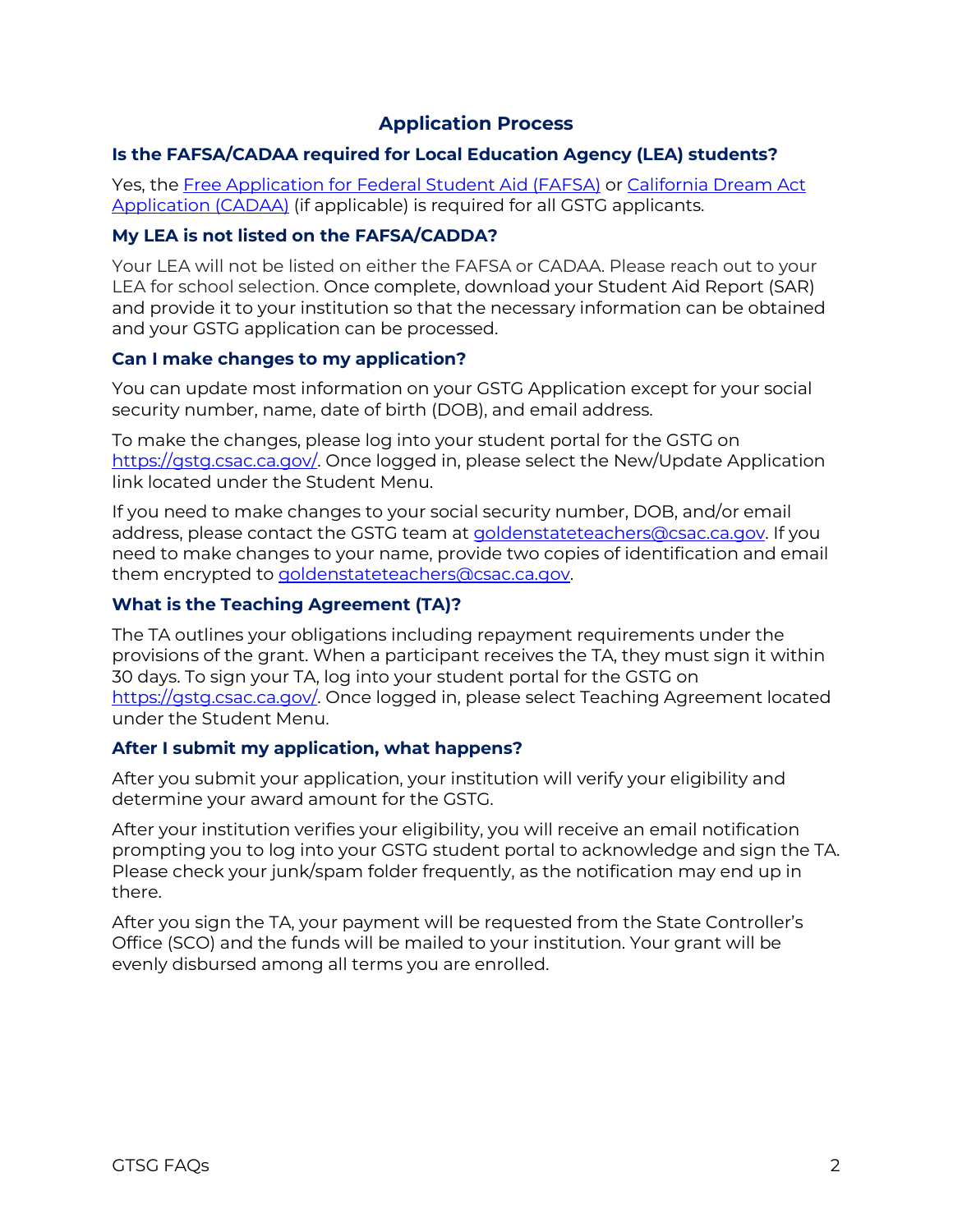## Application Process

### Is the FAFSA/CADAA required for Local Education Agency (LEA) students?

Yes, the [Free Application for Federal Student Aid (FAFSA)]() or [California Dream Act Application (CADAA)]() (if applicable) is required for all GSTG applicants.

### My LEA is not listed on the FAFSA/CADDA?

Your LEA will not be listed on either the FAFSA or CADAA. Please reach out to your LEA for school selection. Once complete, download your Student Aid Report (SAR) and provide it to your institution so that the necessary information can be obtained and your GSTG application can be processed.

### Can I make changes to my application?

You can update most information on your GSTG Application except for your social security number, name, date of birth (DOB), and email address.

To make the changes, please log into your student portal for the GSTG on [https://gstg.csac.ca.gov/](https://gstg.csac.ca.gov/). Once logged in, please select the New/Update Application link located under the Student Menu.

If you need to make changes to your social security number, DOB, and/or email address, please contact the GSTG team at [goldenstateteachers@csac.ca.gov](mailto:goldenstateteachers@csac.ca.gov). If you need to make changes to your name, provide two copies of identification and email them encrypted to [goldenstateteachers@csac.ca.gov](mailto:goldenstateteachers@csac.ca.gov).

### What is the Teaching Agreement (TA)?

The TA outlines your obligations including repayment requirements under the provisions of the grant. When a participant receives the TA, they must sign it within 30 days. To sign your TA, log into your student portal for the GSTG on [https://gstg.csac.ca.gov/](https://gstg.csac.ca.gov/). Once logged in, please select Teaching Agreement located under the Student Menu.

### After I submit my application, what happens?

After you submit your application, your institution will verify your eligibility and determine your award amount for the GSTG.

After your institution verifies your eligibility, you will receive an email notification prompting you to log into your GSTG student portal to acknowledge and sign the TA. Please check your junk/spam folder frequently, as the notification may end up in there.

After you sign the TA, your payment will be requested from the State Controller's Office (SCO) and the funds will be mailed to your institution. Your grant will be evenly disbursed among all terms you are enrolled.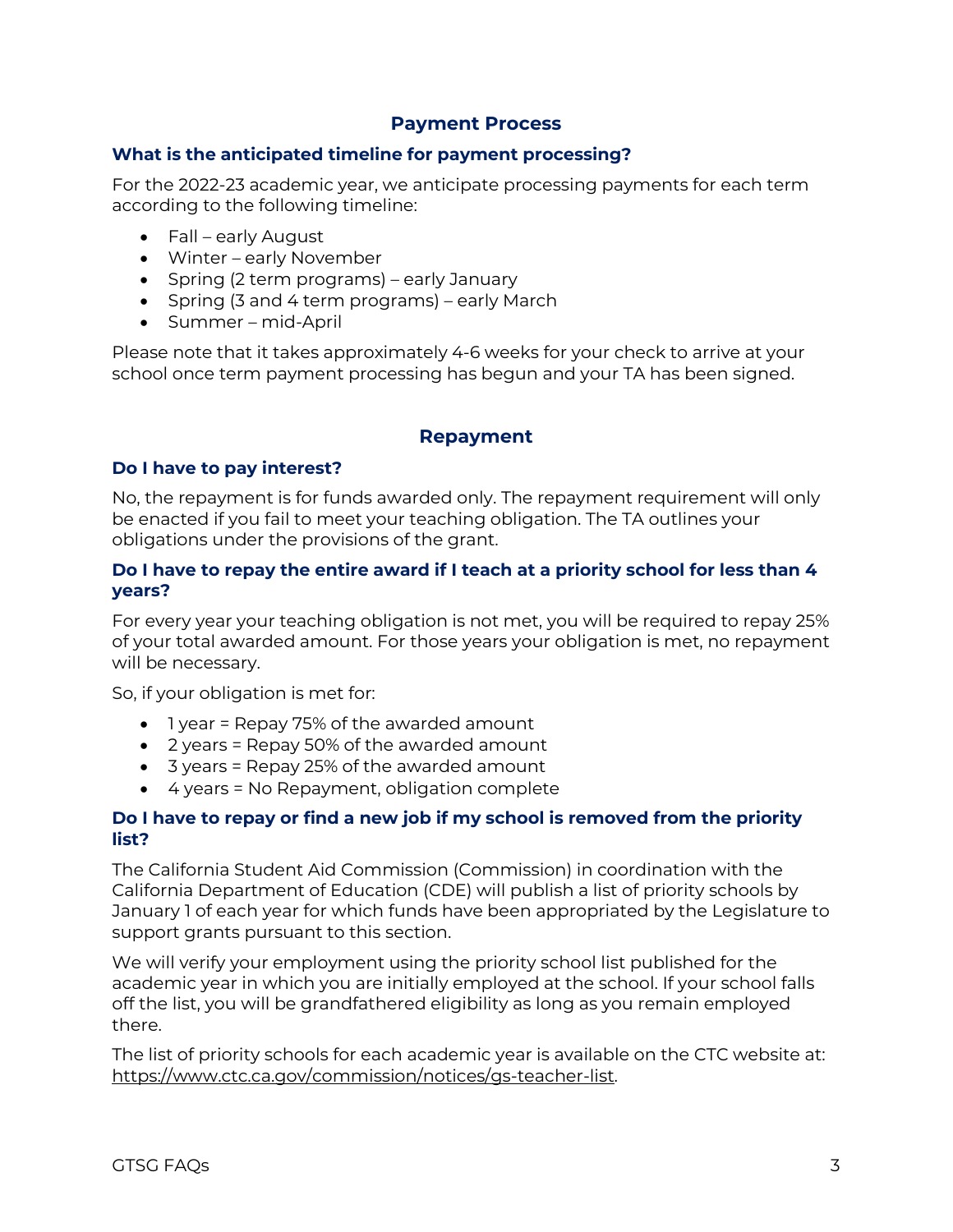## Payment Process

### What is the anticipated timeline for payment processing?

For the 2022-23 academic year, we anticipate processing payments for each term according to the following timeline:

- Fall – early August
- Winter – early November
- Spring (2 term programs) – early January
- Spring (3 and 4 term programs) – early March
- Summer – mid-April

Please note that it takes approximately 4-6 weeks for your check to arrive at your school once term payment processing has begun and your TA has been signed.

## Repayment

### Do I have to pay interest?

No, the repayment is for funds awarded only. The repayment requirement will only be enacted if you fail to meet your teaching obligation. The TA outlines your obligations under the provisions of the grant.

### Do I have to repay the entire award if I teach at a priority school for less than 4 years?

For every year your teaching obligation is not met, you will be required to repay 25% of your total awarded amount. For those years your obligation is met, no repayment will be necessary.

So, if your obligation is met for:

- 1 year = Repay 75% of the awarded amount
- 2 years = Repay 50% of the awarded amount
- 3 years = Repay 25% of the awarded amount
- 4 years = No Repayment, obligation complete

### Do I have to repay or find a new job if my school is removed from the priority list?

The California Student Aid Commission (Commission) in coordination with the California Department of Education (CDE) will publish a list of priority schools by January 1 of each year for which funds have been appropriated by the Legislature to support grants pursuant to this section.

We will verify your employment using the priority school list published for the academic year in which you are initially employed at the school. If your school falls off the list, you will be grandfathered eligibility as long as you remain employed there.

The list of priority schools for each academic year is available on the CTC website at: https://www.ctc.ca.gov/commission/notices/gs-teacher-list.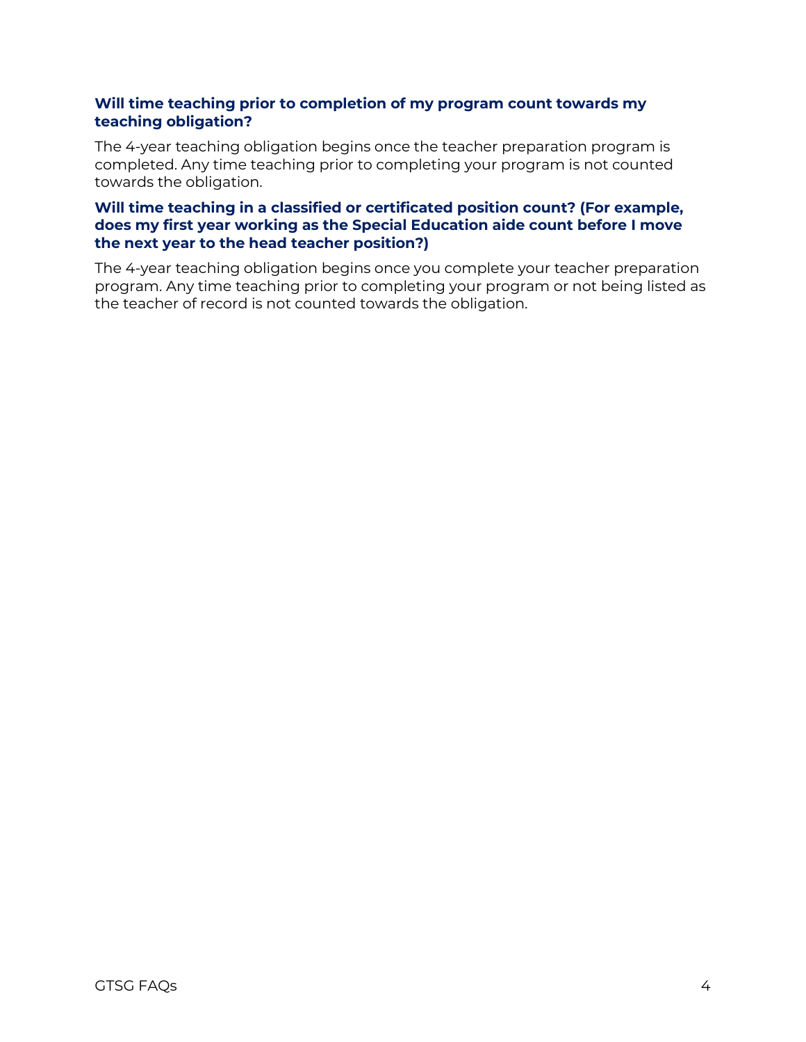### Will time teaching prior to completion of my program count towards my teaching obligation?

The 4-year teaching obligation begins once the teacher preparation program is completed. Any time teaching prior to completing your program is not counted towards the obligation.

### Will time teaching in a classified or certificated position count? (For example, does my first year working as the Special Education aide count before I move the next year to the head teacher position?)

The 4-year teaching obligation begins once you complete your teacher preparation program. Any time teaching prior to completing your program or not being listed as the teacher of record is not counted towards the obligation.